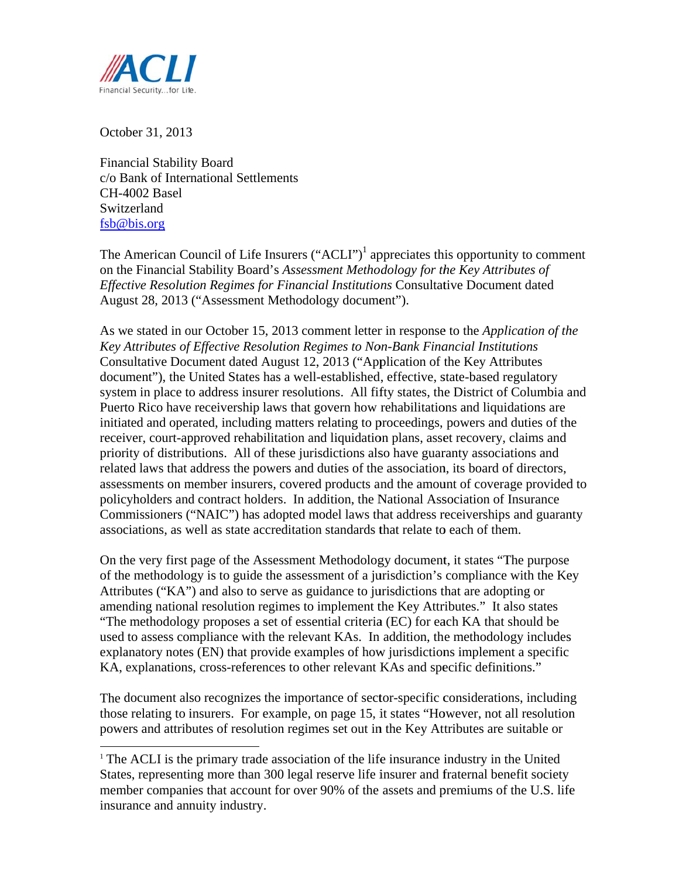ACLI
Financial Security...for Life.

October 31, 2013

Financial Stability Board
c/o Bank of International Settlements
CH-4002 Basel
Switzerland
fsb@bis.org

The American Council of Life Insurers ("ACLI")[1] appreciates this opportunity to comment on the Financial Stability Board's *Assessment Methodology for the Key Attributes of Effective Resolution Regimes for Financial Institutions* Consultative Document dated August 28, 2013 ("Assessment Methodology document").

As we stated in our October 15, 2013 comment letter in response to the *Application of the Key Attributes of Effective Resolution Regimes to Non-Bank Financial Institutions* Consultative Document dated August 12, 2013 ("Application of the Key Attributes document"), the United States has a well-established, effective, state-based regulatory system in place to address insurer resolutions. All fifty states, the District of Columbia and Puerto Rico have receivership laws that govern how rehabilitations and liquidations are initiated and operated, including matters relating to proceedings, powers and duties of the receiver, court-approved rehabilitation and liquidation plans, asset recovery, claims and priority of distributions. All of these jurisdictions also have guaranty associations and related laws that address the powers and duties of the association, its board of directors, assessments on member insurers, covered products and the amount of coverage provided to policyholders and contract holders. In addition, the National Association of Insurance Commissioners ("NAIC") has adopted model laws that address receiverships and guaranty associations, as well as state accreditation standards that relate to each of them.

On the very first page of the Assessment Methodology document, it states "The purpose of the methodology is to guide the assessment of a jurisdiction's compliance with the Key Attributes ("KA") and also to serve as guidance to jurisdictions that are adopting or amending national resolution regimes to implement the Key Attributes." It also states "The methodology proposes a set of essential criteria (EC) for each KA that should be used to assess compliance with the relevant KAs. In addition, the methodology includes explanatory notes (EN) that provide examples of how jurisdictions implement a specific KA, explanations, cross-references to other relevant KAs and specific definitions."

The document also recognizes the importance of sector-specific considerations, including those relating to insurers. For example, on page 15, it states "However, not all resolution powers and attributes of resolution regimes set out in the Key Attributes are suitable or

[1] The ACLI is the primary trade association of the life insurance industry in the United States, representing more than 300 legal reserve life insurer and fraternal benefit society member companies that account for over 90% of the assets and premiums of the U.S. life insurance and annuity industry.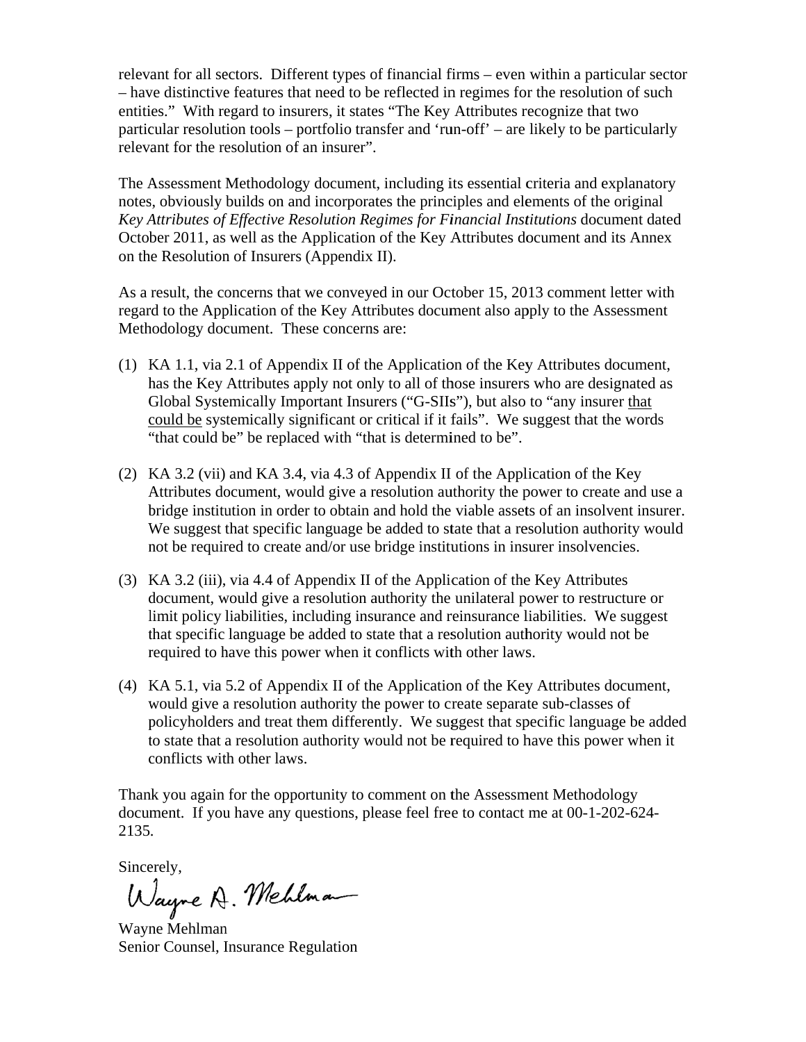relevant for all sectors. Different types of financial firms – even within a particular sector – have distinctive features that need to be reflected in regimes for the resolution of such entities." With regard to insurers, it states "The Key Attributes recognize that two particular resolution tools – portfolio transfer and 'run-off' – are likely to be particularly relevant for the resolution of an insurer".

The Assessment Methodology document, including its essential criteria and explanatory notes, obviously builds on and incorporates the principles and elements of the original *Key Attributes of Effective Resolution Regimes for Financial Institutions* document dated October 2011, as well as the Application of the Key Attributes document and its Annex on the Resolution of Insurers (Appendix II).

As a result, the concerns that we conveyed in our October 15, 2013 comment letter with regard to the Application of the Key Attributes document also apply to the Assessment Methodology document. These concerns are:

(1) KA 1.1, via 2.1 of Appendix II of the Application of the Key Attributes document, has the Key Attributes apply not only to all of those insurers who are designated as Global Systemically Important Insurers ("G-SIIs"), but also to "any insurer <u>that could be</u> systemically significant or critical if it fails". We suggest that the words "that could be" be replaced with "that is determined to be".

(2) KA 3.2 (vii) and KA 3.4, via 4.3 of Appendix II of the Application of the Key Attributes document, would give a resolution authority the power to create and use a bridge institution in order to obtain and hold the viable assets of an insolvent insurer. We suggest that specific language be added to state that a resolution authority would not be required to create and/or use bridge institutions in insurer insolvencies.

(3) KA 3.2 (iii), via 4.4 of Appendix II of the Application of the Key Attributes document, would give a resolution authority the unilateral power to restructure or limit policy liabilities, including insurance and reinsurance liabilities. We suggest that specific language be added to state that a resolution authority would not be required to have this power when it conflicts with other laws.

(4) KA 5.1, via 5.2 of Appendix II of the Application of the Key Attributes document, would give a resolution authority the power to create separate sub-classes of policyholders and treat them differently. We suggest that specific language be added to state that a resolution authority would not be required to have this power when it conflicts with other laws.

Thank you again for the opportunity to comment on the Assessment Methodology document. If you have any questions, please feel free to contact me at 00-1-202-624-2135.

Sincerely,

Wayne A. Mehlman

Wayne Mehlman
Senior Counsel, Insurance Regulation